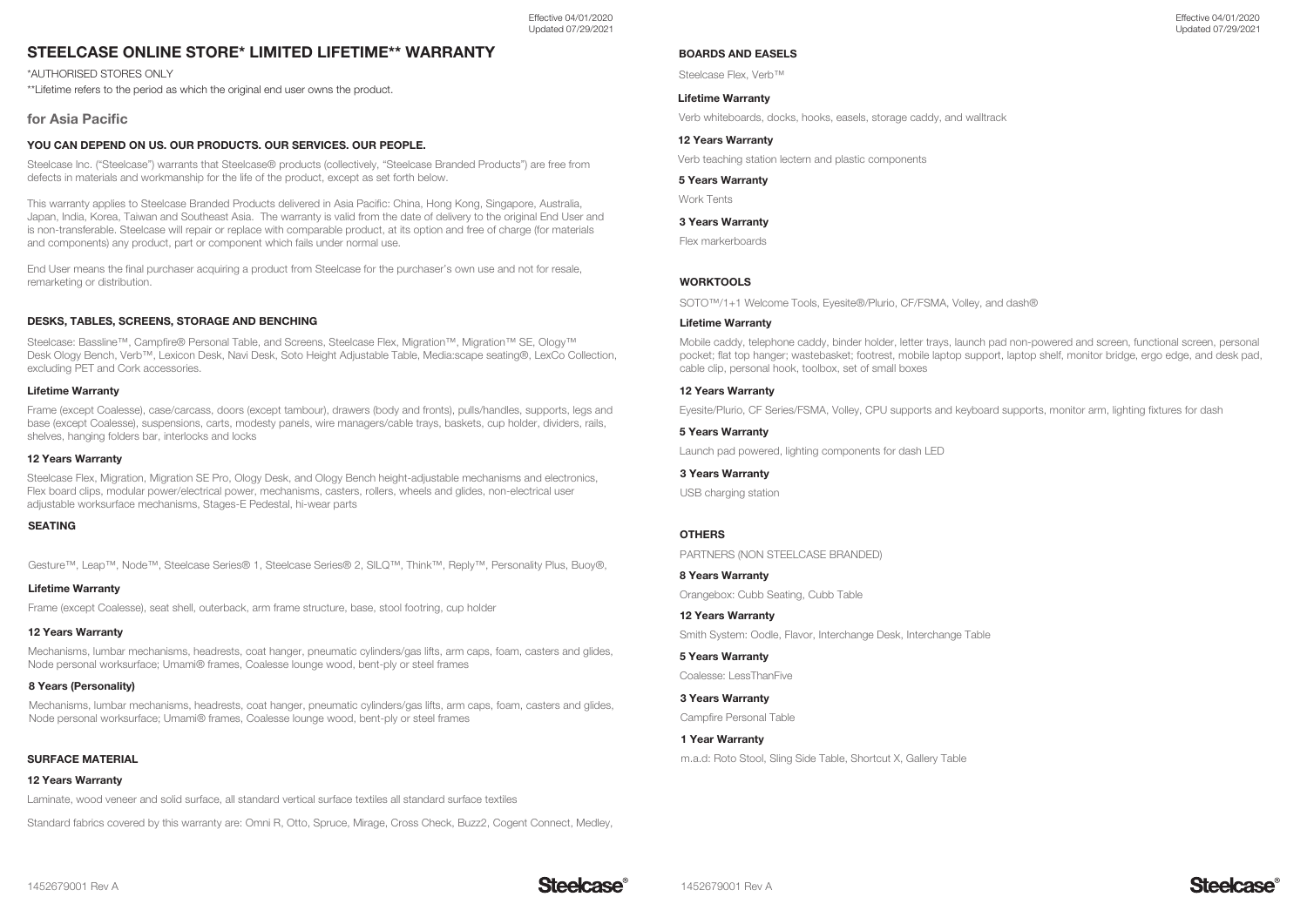# STEELCASE ONLINE STORE* LIMITED LIFETIME** WARRANTY

*AUTHORISED STORES ONLY

**Lifetime refers to the period as which the original end user owns the product.

## for Asia Pacific

### YOU CAN DEPEND ON US. OUR PRODUCTS. OUR SERVICES. OUR PEOPLE.

Steelcase Inc. ("Steelcase") warrants that Steelcase® products (collectively, "Steelcase Branded Products") are free from defects in materials and workmanship for the life of the product, except as set forth below.

This warranty applies to Steelcase Branded Products delivered in Asia Pacific: China, Hong Kong, Singapore, Australia, Japan, India, Korea, Taiwan and Southeast Asia. The warranty is valid from the date of delivery to the original End User and is non-transferable. Steelcase will repair or replace with comparable product, at its option and free of charge (for materials and components) any product, part or component which fails under normal use.

End User means the final purchaser acquiring a product from Steelcase for the purchaser's own use and not for resale, remarketing or distribution.

### DESKS, TABLES, SCREENS, STORAGE AND BENCHING

Steelcase: Bassline™, Campfire® Personal Table, and Screens, Steelcase Flex, Migration™, Migration™ SE, Ology™ Desk Ology Bench, Verb™, Lexicon Desk, Navi Desk, Soto Height Adjustable Table, Media:scape seating®, LexCo Collection, excluding PET and Cork accessories.

**Lifetime Warranty**

Frame (except Coalesse), case/carcass, doors (except tambour), drawers (body and fronts), pulls/handles, supports, legs and base (except Coalesse), suspensions, carts, modesty panels, wire managers/cable trays, baskets, cup holder, dividers, rails, shelves, hanging folders bar, interlocks and locks

**12 Years Warranty**

Steelcase Flex, Migration, Migration SE Pro, Ology Desk, and Ology Bench height-adjustable mechanisms and electronics, Flex board clips, modular power/electrical power, mechanisms, casters, rollers, wheels and glides, non-electrical user adjustable worksurface mechanisms, Stages-E Pedestal, hi-wear parts

### SEATING

Gesture™, Leap™, Node™, Steelcase Series® 1, Steelcase Series® 2, SILQ™, Think™, Reply™, Personality Plus, Buoy®,

**Lifetime Warranty**

Frame (except Coalesse), seat shell, outerback, arm frame structure, base, stool footring, cup holder

**12 Years Warranty**

Mechanisms, lumbar mechanisms, headrests, coat hanger, pneumatic cylinders/gas lifts, arm caps, foam, casters and glides, Node personal worksurface; Umami® frames, Coalesse lounge wood, bent-ply or steel frames

**8 Years (Personality)**

Mechanisms, lumbar mechanisms, headrests, coat hanger, pneumatic cylinders/gas lifts, arm caps, foam, casters and glides, Node personal worksurface; Umami® frames, Coalesse lounge wood, bent-ply or steel frames

### SURFACE MATERIAL

**12 Years Warranty**

Laminate, wood veneer and solid surface, all standard vertical surface textiles all standard surface textiles

Standard fabrics covered by this warranty are: Omni R, Otto, Spruce, Mirage, Cross Check, Buzz2, Cogent Connect, Medley,

### BOARDS AND EASELS

Steelcase Flex, Verb™

**Lifetime Warranty**

Verb whiteboards, docks, hooks, easels, storage caddy, and walltrack

**12 Years Warranty**

Verb teaching station lectern and plastic components

**5 Years Warranty**

Work Tents

**3 Years Warranty**

Flex markerboards

### WORKTOOLS

SOTO™/1+1 Welcome Tools, Eyesite®/Plurio, CF/FSMA, Volley, and dash®

**Lifetime Warranty**

Mobile caddy, telephone caddy, binder holder, letter trays, launch pad non-powered and screen, functional screen, personal pocket; flat top hanger; wastebasket; footrest, mobile laptop support, laptop shelf, monitor bridge, ergo edge, and desk pad, cable clip, personal hook, toolbox, set of small boxes

**12 Years Warranty**

Eyesite/Plurio, CF Series/FSMA, Volley, CPU supports and keyboard supports, monitor arm, lighting fixtures for dash

**5 Years Warranty**

Launch pad powered, lighting components for dash LED

**3 Years Warranty**

USB charging station

### OTHERS

PARTNERS (NON STEELCASE BRANDED)

**8 Years Warranty**

Orangebox: Cubb Seating, Cubb Table

**12 Years Warranty**

Smith System: Oodle, Flavor, Interchange Desk, Interchange Table

**5 Years Warranty**

Coalesse: LessThanFive

**3 Years Warranty**

Campfire Personal Table

**1 Year Warranty**

m.a.d: Roto Stool, Sling Side Table, Shortcut X, Gallery Table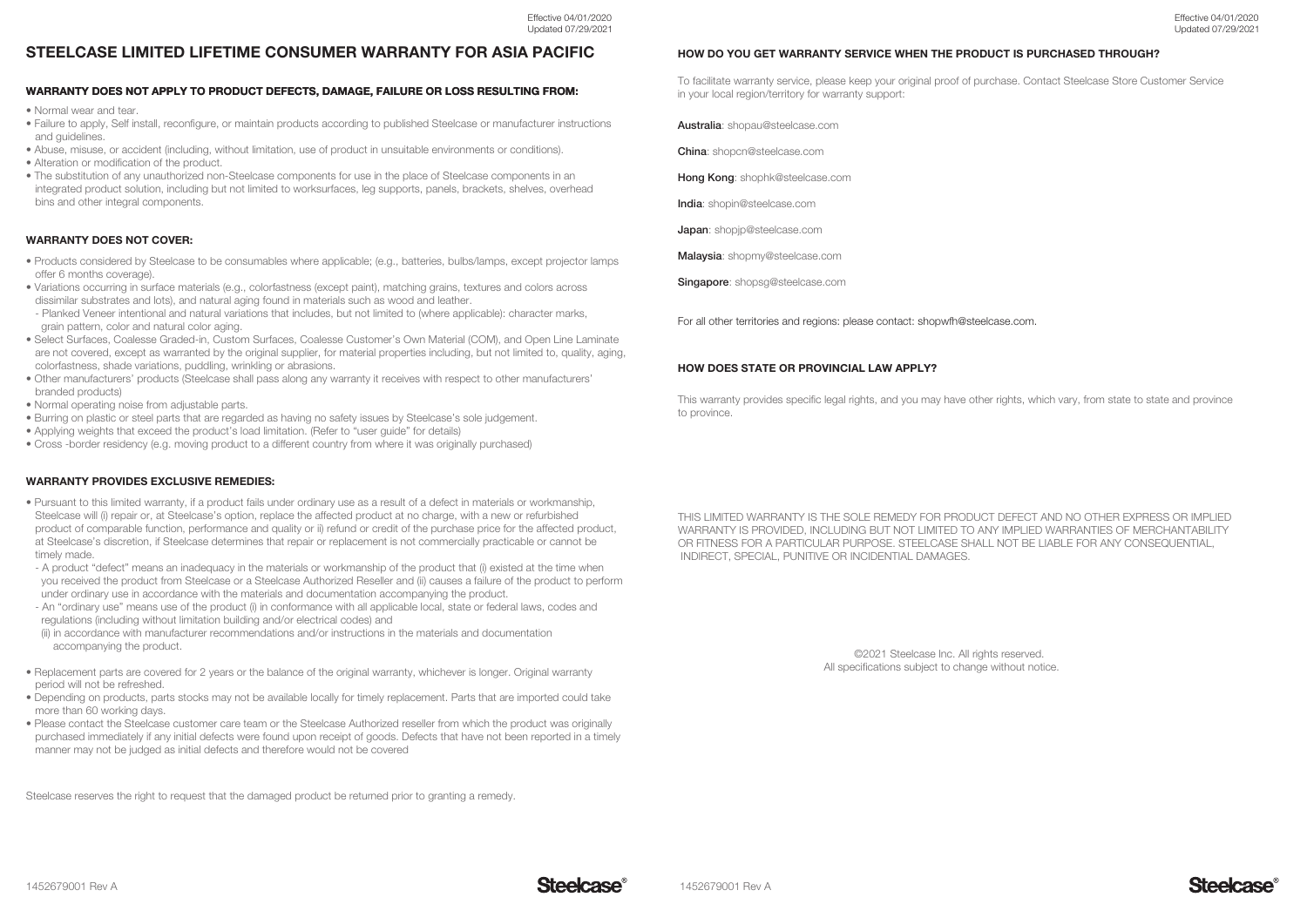# STEELCASE LIMITED LIFETIME CONSUMER WARRANTY FOR ASIA PACIFIC

### WARRANTY DOES NOT APPLY TO PRODUCT DEFECTS, DAMAGE, FAILURE OR LOSS RESULTING FROM:

- Normal wear and tear.
- Failure to apply, Self install, reconfigure, or maintain products according to published Steelcase or manufacturer instructions and guidelines.
- Abuse, misuse, or accident (including, without limitation, use of product in unsuitable environments or conditions).
- Alteration or modification of the product.
- The substitution of any unauthorized non-Steelcase components for use in the place of Steelcase components in an integrated product solution, including but not limited to worksurfaces, leg supports, panels, brackets, shelves, overhead bins and other integral components.

### WARRANTY DOES NOT COVER:

- Products considered by Steelcase to be consumables where applicable; (e.g., batteries, bulbs/lamps, except projector lamps offer 6 months coverage).
- Variations occurring in surface materials (e.g., colorfastness (except paint), matching grains, textures and colors across dissimilar substrates and lots), and natural aging found in materials such as wood and leather.
  - Planked Veneer intentional and natural variations that includes, but not limited to (where applicable): character marks, grain pattern, color and natural color aging.
- Select Surfaces, Coalesse Graded-in, Custom Surfaces, Coalesse Customer's Own Material (COM), and Open Line Laminate are not covered, except as warranted by the original supplier, for material properties including, but not limited to, quality, aging, colorfastness, shade variations, puddling, wrinkling or abrasions.
- Other manufacturers' products (Steelcase shall pass along any warranty it receives with respect to other manufacturers' branded products)
- Normal operating noise from adjustable parts.
- Burring on plastic or steel parts that are regarded as having no safety issues by Steelcase's sole judgement.
- Applying weights that exceed the product's load limitation. (Refer to "user guide" for details)
- Cross -border residency (e.g. moving product to a different country from where it was originally purchased)

### WARRANTY PROVIDES EXCLUSIVE REMEDIES:

- Pursuant to this limited warranty, if a product fails under ordinary use as a result of a defect in materials or workmanship, Steelcase will (i) repair or, at Steelcase's option, replace the affected product at no charge, with a new or refurbished product of comparable function, performance and quality or ii) refund or credit of the purchase price for the affected product, at Steelcase's discretion, if Steelcase determines that repair or replacement is not commercially practicable or cannot be timely made.
  - A product "defect" means an inadequacy in the materials or workmanship of the product that (i) existed at the time when you received the product from Steelcase or a Steelcase Authorized Reseller and (ii) causes a failure of the product to perform under ordinary use in accordance with the materials and documentation accompanying the product.
  - An "ordinary use" means use of the product (i) in conformance with all applicable local, state or federal laws, codes and regulations (including without limitation building and/or electrical codes) and
  (ii) in accordance with manufacturer recommendations and/or instructions in the materials and documentation accompanying the product.
- Replacement parts are covered for 2 years or the balance of the original warranty, whichever is longer. Original warranty period will not be refreshed.
- Depending on products, parts stocks may not be available locally for timely replacement. Parts that are imported could take more than 60 working days.
- Please contact the Steelcase customer care team or the Steelcase Authorized reseller from which the product was originally purchased immediately if any initial defects were found upon receipt of goods. Defects that have not been reported in a timely manner may not be judged as initial defects and therefore would not be covered

Steelcase reserves the right to request that the damaged product be returned prior to granting a remedy.

### HOW DO YOU GET WARRANTY SERVICE WHEN THE PRODUCT IS PURCHASED THROUGH?

To facilitate warranty service, please keep your original proof of purchase. Contact Steelcase Store Customer Service in your local region/territory for warranty support:

**Australia**: shopau@steelcase.com

**China**: shopcn@steelcase.com

**Hong Kong**: shophk@steelcase.com

**India**: shopin@steelcase.com

**Japan**: shopjp@steelcase.com

**Malaysia**: shopmy@steelcase.com

**Singapore**: shopsg@steelcase.com

For all other territories and regions: please contact: shopwfh@steelcase.com.

### HOW DOES STATE OR PROVINCIAL LAW APPLY?

This warranty provides specific legal rights, and you may have other rights, which vary, from state to state and province to province.

THIS LIMITED WARRANTY IS THE SOLE REMEDY FOR PRODUCT DEFECT AND NO OTHER EXPRESS OR IMPLIED WARRANTY IS PROVIDED, INCLUDING BUT NOT LIMITED TO ANY IMPLIED WARRANTIES OF MERCHANTABILITY OR FITNESS FOR A PARTICULAR PURPOSE. STEELCASE SHALL NOT BE LIABLE FOR ANY CONSEQUENTIAL, INDIRECT, SPECIAL, PUNITIVE OR INCIDENTIAL DAMAGES.

©2021 Steelcase Inc. All rights reserved.
All specifications subject to change without notice.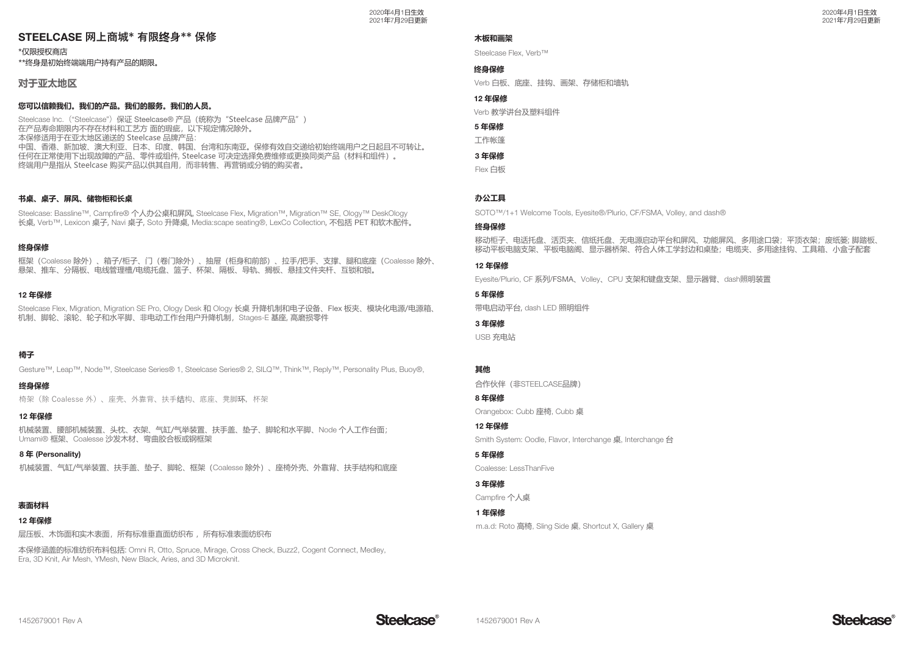# STEELCASE 网上商城* 有限终身** 保修

*仅限授权商店

**终身是初始终端端用户持有产品的期限。

## 对于亚太地区

### 您可以信赖我们。我们的产品。我们的服务。我们的人员。

Steelcase Inc.（"Steelcase"）保证 Steelcase® 产品（统称为"Steelcase 品牌产品"）
在产品寿命期限内不存在材料和工艺方 面的瑕疵，以下规定情况除外。
本保修适用于在亚太地区递送的 Steelcase 品牌产品：
中国、香港、新加坡、澳大利亚、日本、印度、韩国、台湾和东南亚。保修有效自交递给初始终端用户之日起且不可转让。
任何在正常使用下出现故障的产品、零件或组件, Steelcase 可决定选择免费维修或更换同类产品（材料和组件）。
终端用户是指从 Steelcase 购买产品以供其自用，而非转售、再营销或分销的购买者。

### 书桌、桌子、屏风、储物柜和长桌

Steelcase: Bassline™, Campfire® 个人办公桌和屏风, Steelcase Flex, Migration™, Migration™ SE, Ology™ DeskOlogy 长桌, Verb™, Lexicon 桌子, Navi 桌子, Soto 升降桌, Media:scape seating®, LexCo Collection, 不包括 PET 和软木配件。

#### 终身保修

框架（Coalesse 除外）、箱子/柜子、门（卷门除外）、抽屉（柜身和前部）、拉手/把手、支撑、腿和底座（Coalesse 除外、悬架、推车、分隔板、电线管理槽/电缆托盘、篮子、杯架、隔板、导轨、搁板、悬挂文件夹杆、互锁和锁。

#### 12 年保修

Steelcase Flex, Migration, Migration SE Pro, Ology Desk 和 Ology 长桌 升降机制和电子设备、Flex 板夹、模块化电源/电源箱、机制、脚轮、滚轮、轮子和水平脚、非电动工作台用户升降机制，Stages-E 基座, 高磨损零件

### 椅子

Gesture™, Leap™, Node™, Steelcase Series® 1, Steelcase Series® 2, SILQ™, Think™, Reply™, Personality Plus, Buoy®,

#### 终身保修

椅架（除 Coalesse 外）、座壳、外靠背、扶手结构、底座、凳脚环，杯架

#### 12 年保修

机械装置、腰部机械装置、头枕、衣架、气缸/气举装置、扶手盖、垫子、脚轮和水平脚、Node 个人工作台面；
Umami® 框架、Coalesse 沙发木材、弯曲胶合板或钢框架

#### 8 年 (Personality)

机械装置、气缸/气举装置、扶手盖、垫子、脚轮、框架（Coalesse 除外）、座椅外壳、外靠背、扶手结构和底座

### 表面材料

#### 12 年保修

层压板、木饰面和实木表面，所有标准垂直面纺织布 ，所有标准表面纺织布

本保修涵盖的标准纺织布料包括: Omni R, Otto, Spruce, Mirage, Cross Check, Buzz2, Cogent Connect, Medley, Era, 3D Knit, Air Mesh, YMesh, New Black, Aries, and 3D Microknit.

### 木板和画架

Steelcase Flex, Verb™

#### 终身保修

Verb 白板、底座、挂钩、画架、存储柜和墙轨

#### 12 年保修

Verb 教学讲台及塑料组件

#### 5 年保修

工作帐篷

#### 3 年保修

Flex 白板

### 办公工具

SOTO™/1+1 Welcome Tools, Eyesite®/Plurio, CF/FSMA, Volley, and dash®

#### 终身保修

移动柜子、电话托盘、活页夹、信纸托盘、无电源启动平台和屏风、功能屏风、多用途口袋；平顶衣架；废纸篓; 脚踏板、移动平板电脑支架、平板电脑阁、显示器桥架、符合人体工学封边和桌垫；电缆夹、多用途挂钩、工具箱、小盒子配套

#### 12 年保修

Eyesite/Plurio, CF 系列/FSMA、Volley、CPU 支架和键盘支架、显示器臂、dash照明装置

#### 5 年保修

带电启动平台, dash LED 照明组件

#### 3 年保修

USB 充电站

### 其他

合作伙伴（非STEELCASE品牌）

#### 8 年保修

Orangebox: Cubb 座椅, Cubb 桌

#### 12 年保修

Smith System: Oodle, Flavor, Interchange 桌, Interchange 台

#### 5 年保修

Coalesse: LessThanFive

#### 3 年保修

Campfire 个人桌

#### 1 年保修

m.a.d: Roto 高椅, Sling Side 桌, Shortcut X, Gallery 桌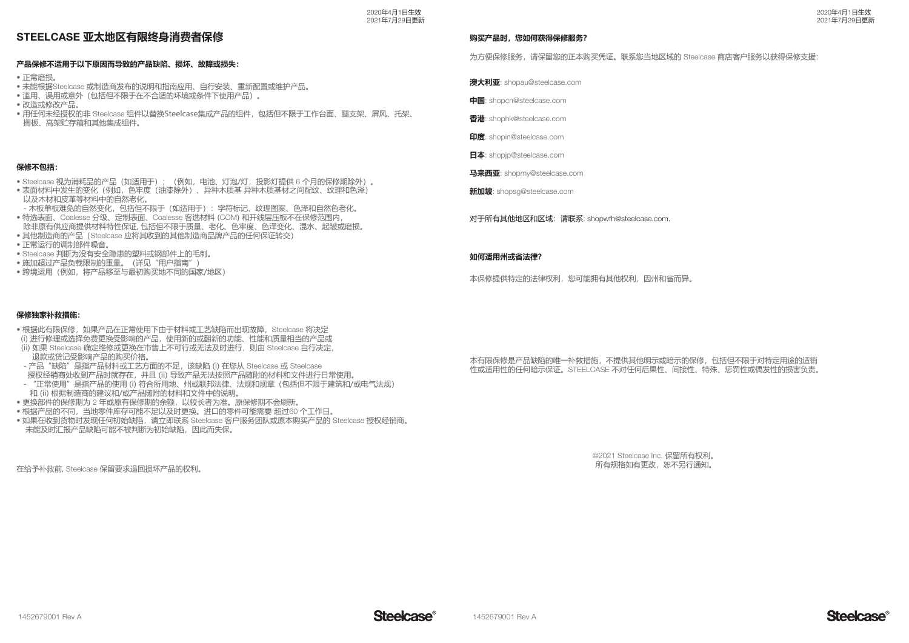2020年4月1日生效
2021年7月29日更新

# STEELCASE 亚太地区有限终身消费者保修

**产品保修不适用于以下原因而导致的产品缺陷、损坏、故障或损失：**

- 正常磨损。
- 未能根据Steelcase 或制造商发布的说明和指南应用、自行安装、重新配置或维护产品。
- 滥用、误用或意外（包括但不限于在不合适的环境或条件下使用产品）。
- 改造或修改产品。
- 用任何未经授权的非 Steelcase 组件以替换Steelcase集成产品的组件，包括但不限于工作台面、腿支架、屏风、托架、搁板、高架贮存箱和其他集成组件。

**保修不包括：**

- Steelcase 视为消耗品的产品（如适用于）；（例如，电池、灯泡/灯，投影灯提供 6 个月的保修期除外）。
- 表面材料中发生的变化（例如，色牢度（油漆除外）、异种木质基 异种木质基材之间配纹、纹理和色泽）以及木材和皮革等材料中的自然老化。
  - 木板单板难免的自然变化，包括但不限于（如适用于）：字符标记、纹理图案、色泽和自然色老化。
- 特选表面、Coalesse 分级、定制表面、Coalesse 客选材料 (COM) 和开线层压板不在保修范围内，除非原有供应商提供材料特性保证, 包括但不限于质量、老化、色牢度、色泽变化、混水、起皱或磨损。
- 其他制造商的产品（Steelcase 应将其收到的其他制造商品牌产品的任何保证转交）
- 正常运行的调制部件噪音。
- Steelcase 判断为没有安全隐患的塑料或钢部件上的毛刺。
- 施加超过产品负载限制的重量。（详见"用户指南"）
- 跨境运用（例如，将产品移至与最初购买地不同的国家/地区）

**保修独家补救措施：**

- 根据此有限保修，如果产品在正常使用下由于材料或工艺缺陷而出现故障，Steelcase 将决定
  (i) 进行修理或选择免费更换受影响的产品，使用新的或翻新的功能、性能和质量相当的产品或
  (ii) 如果 Steelcase 确定维修或更换在市售上不可行或无法及时进行，则由 Steelcase 自行决定，退款或贷记受影响产品的购买价格。
  - 产品"缺陷"是指产品材料或工艺方面的不足，该缺陷 (i) 在您从 Steelcase 或 Steelcase 授权经销商处收到产品时就存在，并且 (ii) 导致产品无法按照产品随附的材料和文件进行日常使用。
  - "正常使用"是指产品的使用 (i) 符合所用地、州或联邦法律、法规和规章（包括但不限于建筑和/或电气法规）和 (ii) 根据制造商的建议和/或产品随附的材料和文件中的说明。
- 更换部件的保修期为 2 年或原有保修期的余额，以较长者为准。原保修期不会刷新。
- 根据产品的不同，当地零件库存可能不足以及时更换。进口的零件可能需要 超过60 个工作日。
- 如果在收到货物时发现任何初始缺陷，请立即联系 Steelcase 客户服务团队或原本购买产品的 Steelcase 授权经销商。未能及时汇报产品缺陷可能不被判断为初始缺陷，因此而失保。

在给予补救前, Steelcase 保留要求退回损坏产品的权利。

**购买产品时，您如何获得保修服务？**

为方便保修服务，请保留您的正本购买凭证。联系您当地区域的 Steelcase 商店客户服务以获得保修支援：

**澳大利亚**: shopau@steelcase.com

**中国**: shopcn@steelcase.com

**香港**: shophk@steelcase.com

**印度**: shopin@steelcase.com

**日本**: shopjp@steelcase.com

**马来西亚**: shopmy@steelcase.com

**新加坡**: shopsg@steelcase.com

对于所有其他地区和区域：请联系: shopwfh@steelcase.com.

**如何适用州或省法律？**

本保修提供特定的法律权利，您可能拥有其他权利，因州和省而异。

本有限保修是产品缺陷的唯一补救措施，不提供其他明示或暗示的保修，包括但不限于对特定用途的适销性或适用性的任何暗示保证。STEELCASE 不对任何后果性、间接性、特殊、惩罚性或偶发性的损害负责。

©2021 Steelcase Inc. 保留所有权利。
所有规格如有更改，恕不另行通知。

1452679001 Rev A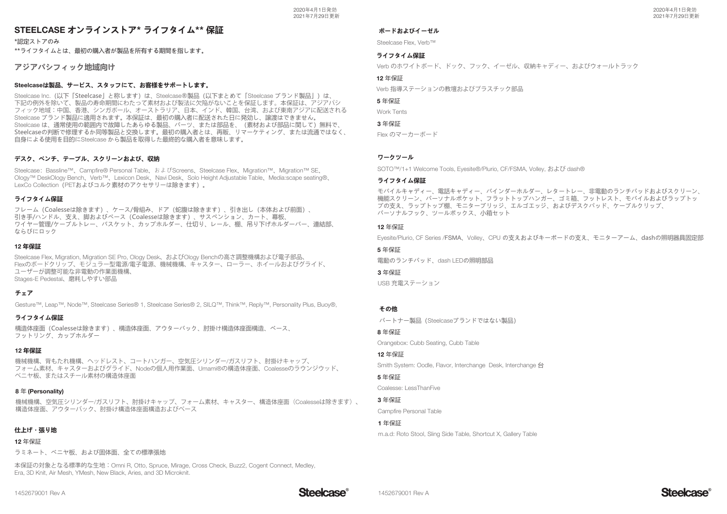# STEELCASE オンラインストア* ライフタイム** 保証

*認定ストアのみ

**ライフタイムとは、最初の購入者が製品を所有する期間を指します。

## アジアパシフィック地域向け

### Steelcaseは製品、サービス、スタッフにて、お客様をサポートします。

Steelcase Inc.（以下「Steelcase」と称します）は、Steelcase®製品（以下まとめて「Steelcase ブランド製品」）は、下記の例外を除いて、製品の寿命期間にわたって素材および製法に欠陥がないことを保証します。本保証は、アジアパシフィック地域：中国、香港、シンガポール、オーストラリア、日本、インド、韓国、台湾、および東南アジアに配送されるSteelcase ブランド製品に適用されます。本保証は、最初の購入者に配送された日に発効し、譲渡はできません。Steelcase は、通常使用の範囲内で故障したあらゆる製品、パーツ、または部品を、（素材および部品に関して）無料で、Steelcaseの判断で修理するか同等製品と交換します。最初の購入者とは、再販、リマーケティング、または流通ではなく、自身による使用を目的にSteelcase から製品を取得した最終的な購入者を意味します。

### デスク、ベンチ、テーブル、スクリーンおよび、収納

Steelcase：Bassline™、Campfire® Personal Table、およびScreens、Steelcase Flex、Migration™、Migration™ SE、Ology™ DeskOlogy Bench、Verb™、Lexicon Desk、Navi Desk、Solo Height Adjustable Table、Media:scape seating®、LexCo Collection（PETおよびコルク素材のアクセサリーは除きます）。

#### ライフタイム保証

フレーム（Coalesseは除きます）、ケース/骨組み、ドア（蛇腹は除きます）、引き出し（本体および前面）、引き手/ハンドル、支え、脚およびベース（Coalesseは除きます）、サスペンション、カート、幕板、ワイヤー管理/ケーブルトレー、バスケット、カップホルダー、仕切り、レール、棚、吊り下げホルダーバー、連結部、ならびにロック

#### 12 年保証

Steelcase Flex, Migration, Migration SE Pro, Ology Desk、およびOlogy Benchの高さ調整機構および電子部品、Flexのボードクリップ、モジュラー型電源/電子電源、機械機構、キャスター、ローラー、ホイールおよびグライド、ユーザーが調整可能な非電動の作業面機構、Stages-E Pedestal、磨耗しやすい部品

### チェア

Gesture™, Leap™, Node™, Steelcase Series® 1, Steelcase Series® 2, SILQ™, Think™, Reply™, Personality Plus, Buoy®,

#### ライフタイム保証

構造体座面（Coalesseは除きます）、構造体座面、アウターバック、肘掛け構造体座面構造、ベース、フットリング、カップホルダー

#### 12 年保証

機械機構、背もたれ機構、ヘッドレスト、コートハンガー、空気圧シリンダー/ガスリフト、肘掛けキャップ、フォーム素材、キャスターおよびグライド、Nodeの個人用作業面、Umami®の構造体座面、Coalesseのラウンジウッド、ベニヤ板、またはスチール素材の構造体座面

#### 8 年 (Personality)

機械機構、空気圧シリンダー/ガスリフト、肘掛けキャップ、フォーム素材、キャスター、構造体座面（Coalesseは除きます）、構造体座面、アウターバック、肘掛け構造体座面構造およびベース

### 仕上げ・張り地

#### 12 年保証

ラミネート、ベニヤ板、および固体面、全ての標準張地

本保証の対象となる標準的な生地：Omni R, Otto, Spruce, Mirage, Cross Check, Buzz2, Cogent Connect, Medley, Era, 3D Knit, Air Mesh, YMesh, New Black, Aries, and 3D Microknit.

### ボードおよびイーゼル

Steelcase Flex, Verb™

#### ライフタイム保証

Verb のホワイトボード、ドック、フック、イーゼル、収納キャディー、およびウォールトラック

#### 12 年保証

Verb 指導ステーションの教壇およびプラスチック部品

#### 5 年保証

Work Tents

#### 3 年保証

Flex のマーカーボード

### ワークツール

SOTO™/1+1 Welcome Tools, Eyesite®/Plurio, CF/FSMA, Volley, および dash®

#### ライフタイム保証

モバイルキャディー、電話キャディー、バインダーホルダー、レタートレー、非電動のランチパッドおよびスクリーン、機能スクリーン、パーソナルポケット、フラットトップハンガー、ゴミ箱、フットレスト、モバイルおよびラップトップの支え、ラップトップ棚、モニターブリッジ、エルゴエッジ、およびデスクパッド、ケーブルクリップ、パーソナルフック、ツールボックス、小箱セット

#### 12 年保証

Eyesite/Plurio, CF Series /FSMA、Volley、CPU の支えおよびキーボードの支え、モニターアーム、dashの照明器具固定部

#### 5 年保証

電動のランチパッド、dash LEDの照明部品

#### 3 年保証

USB 充電ステーション

### その他

パートナー製品（Steelcaseブランドではない製品）

#### 8 年保証

Orangebox: Cubb Seating, Cubb Table

#### 12 年保証

Smith System: Oodle, Flavor, Interchange Desk, Interchange 台

#### 5 年保証

Coalesse: LessThanFive

#### 3 年保証

Campfire Personal Table

#### 1 年保証

m.a.d: Roto Stool, Sling Side Table, Shortcut X, Gallery Table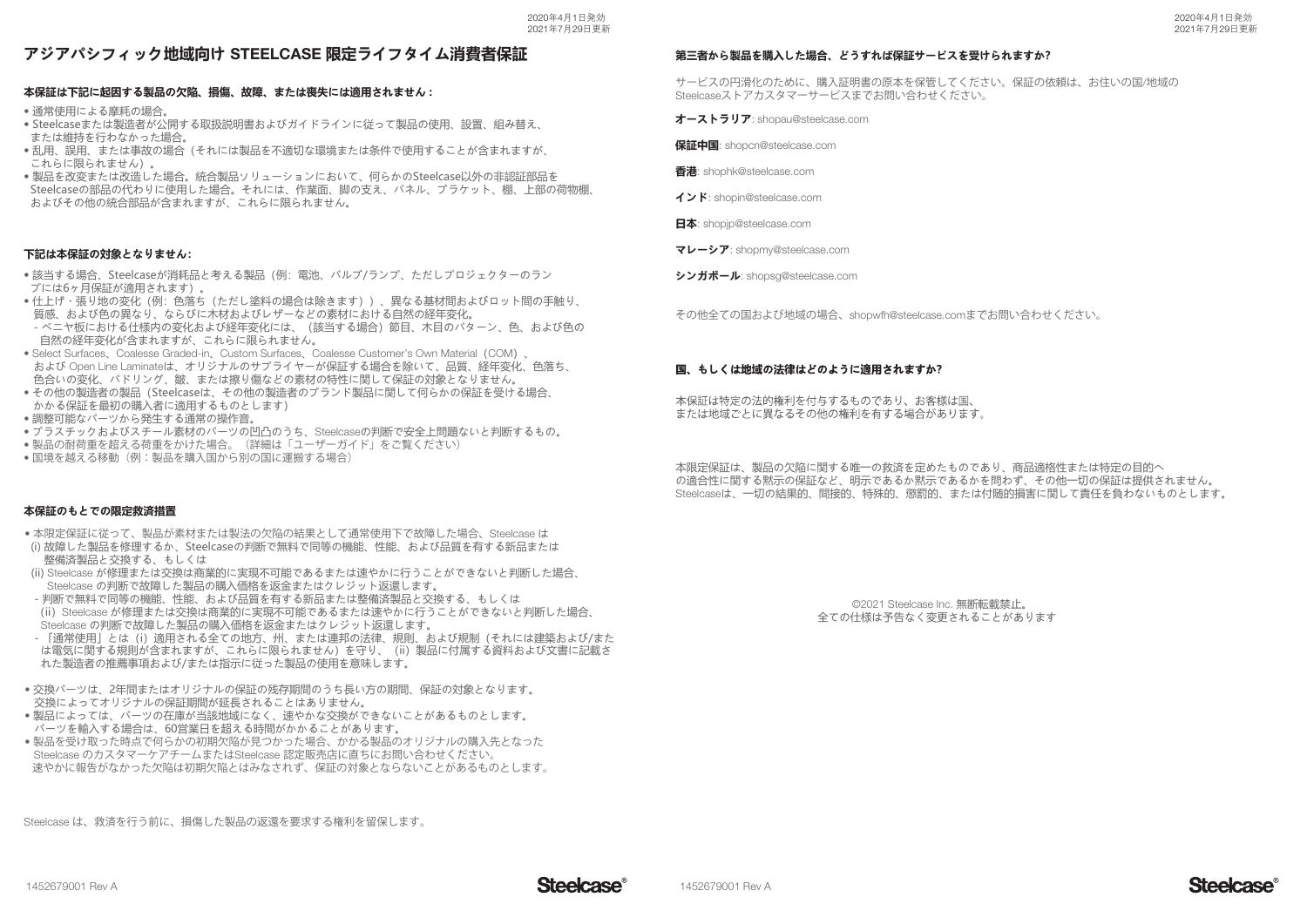2020年4月1日発効
2021年7月29日更新

# アジアパシフィック地域向け STEELCASE 限定ライフタイム消費者保証

### 本保証は下記に起因する製品の欠陥、損傷、故障、または喪失には適用されません：

- 通常使用による摩耗の場合。
- Steelcaseまたは製造者が公開する取扱説明書およびガイドラインに従って製品の使用、設置、組み替え、または維持を行わなかった場合。
- 乱用、誤用、または事故の場合（それには製品を不適切な環境または条件で使用することが含まれますが、これらに限られません）。
- 製品を改変または改造した場合。統合製品ソリューションにおいて、何らかのSteelcase以外の非認証部品をSteelcaseの部品の代わりに使用した場合。それには、作業面、脚の支え、パネル、ブラケット、棚、上部の荷物棚、およびその他の統合部品が含まれますが、これらに限られません。

### 下記は本保証の対象となりません:

- 該当する場合、Steelcaseが消耗品と考える製品（例：電池、バルブ/ランプ、ただしプロジェクターのランプには6ヶ月保証が適用されます）。
- 仕上げ・張り地の変化（例：色落ち（ただし塗料の場合は除きます））、異なる基材間およびロット間の手触り、質感、および色の異なり、ならびに木材およびレザーなどの素材における自然の経年変化。
  - ベニヤ板における仕様内の変化および経年変化には、（該当する場合）節目、木目のパターン、色、および色の自然の経年変化が含まれますが、これらに限られません。
- Select Surfaces、Coalesse Graded-in、Custom Surfaces、Coalesse Customer's Own Material（COM）、および Open Line Laminateは、オリジナルのサプライヤーが保証する場合を除いて、品質、経年変化、色落ち、色合いの変化、バドリング、皺、または擦り傷などの素材の特性に関して保証の対象となりません。
- その他の製造者の製品（Steelcaseは、その他の製造者のブランド製品に関して何らかの保証を受ける場合、かかる保証を最初の購入者に適用するものとします）
- 調整可能なパーツから発生する通常の操作音。
- プラスチックおよびスチール素材のパーツの凹凸のうち、Steelcaseの判断で安全上問題ないと判断するもの。
- 製品の耐荷重を超える荷重をかけた場合。（詳細は「ユーザーガイド」をご覧ください）
- 国境を越える移動（例：製品を購入国から別の国に運搬する場合）

### 本保証のもとでの限定救済措置

- 本限定保証に従って、製品が素材または製法の欠陥の結果として通常使用下で故障した場合、Steelcase は
  (i) 故障した製品を修理するか、Steelcaseの判断で無料で同等の機能、性能、および品質を有する新品または整備済製品と交換する、もしくは
  (ii) Steelcase が修理または交換は商業的に実現不可能であるまたは速やかに行うことができないと判断した場合、Steelcase の判断で故障した製品の購入価格を返金またはクレジット返還します。
  - 判断で無料で同等の機能、性能、および品質を有する新品または整備済製品と交換する、もしくは
  (ii) Steelcase が修理または交換は商業的に実現不可能であるまたは速やかに行うことができないと判断した場合、Steelcase の判断で故障した製品の購入価格を返金またはクレジット返還します。
  - 「通常使用」とは（i）適用される全ての地方、州、または連邦の法律、規則、および規制（それには建築および/または電気に関する規則が含まれますが、これらに限られません）を守り、（ii）製品に付属する資料および文書に記載された製造者の推薦事項および/または指示に従った製品の使用を意味します。

- 交換パーツは、2年間またはオリジナルの保証の残存期間のうち長い方の期間、保証の対象となります。交換によってオリジナルの保証期間が延長されることはありません。
- 製品によっては、パーツの在庫が当該地域になく、速やかな交換ができないことがあるものとします。パーツを輸入する場合は、60営業日を超える時間がかかることがあります。
- 製品を受け取った時点で何らかの初期欠陥が見つかった場合、かかる製品のオリジナルの購入先となったSteelcase のカスタマーケアチームまたはSteelcase 認定販売店に直ちにお問い合わせください。速やかに報告がなかった欠陥は初期欠陥とはみなされず、保証の対象とならないことがあるものとします。

Steelcase は、救済を行う前に、損傷した製品の返還を要求する権利を留保します。

### 第三者から製品を購入した場合、どうすれば保証サービスを受けられますか?

サービスの円滑化のために、購入証明書の原本を保管してください。保証の依頼は、お住いの国/地域のSteelcaseストアカスタマーサービスまでお問い合わせください。

**オーストラリア**: shopau@steelcase.com

**保証中国**: shopcn@steelcase.com

**香港**: shophk@steelcase.com

**インド**: shopin@steelcase.com

**日本**: shopjp@steelcase.com

**マレーシア**: shopmy@steelcase.com

**シンガポール**: shopsg@steelcase.com

その他全ての国および地域の場合、shopwfh@steelcase.comまでお問い合わせください。

### 国、もしくは地域の法律はどのように適用されますか?

本保証は特定の法的権利を付与するものであり、お客様は国、または地域ごとに異なるその他の権利を有する場合があります。

本限定保証は、製品の欠陥に関する唯一の救済を定めたものであり、商品適格性または特定の目的への適合性に関する黙示の保証など、明示であるか黙示であるかを問わず、その他一切の保証は提供されません。Steelcaseは、一切の結果的、間接的、特殊的、懲罰的、または付随的損害に関して責任を負わないものとします。

©2021 Steelcase Inc. 無断転載禁止。
全ての仕様は予告なく変更されることがあります

1452679001 Rev A